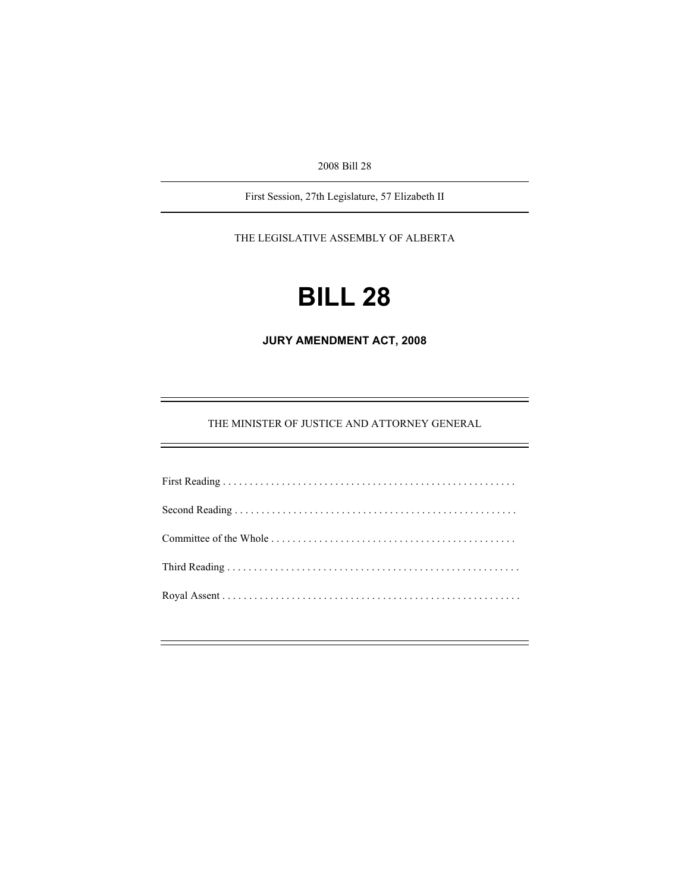2008 Bill 28

---

First Session, 27th Legislature, 57 Elizabeth II

---

THE LEGISLATIVE ASSEMBLY OF ALBERTA

# BILL 28

## JURY AMENDMENT ACT, 2008

---

THE MINISTER OF JUSTICE AND ATTORNEY GENERAL

---

First Reading . . . . . . . . . . . . . . . . . . . . . . . . . . . . . . . . . . . . . . . . . . . . . . . . . . . . . .

Second Reading . . . . . . . . . . . . . . . . . . . . . . . . . . . . . . . . . . . . . . . . . . . . . . . . . . . .

Committee of the Whole . . . . . . . . . . . . . . . . . . . . . . . . . . . . . . . . . . . . . . . . . . . . .

Third Reading . . . . . . . . . . . . . . . . . . . . . . . . . . . . . . . . . . . . . . . . . . . . . . . . . . . . . .

Royal Assent . . . . . . . . . . . . . . . . . . . . . . . . . . . . . . . . . . . . . . . . . . . . . . . . . . . . . . .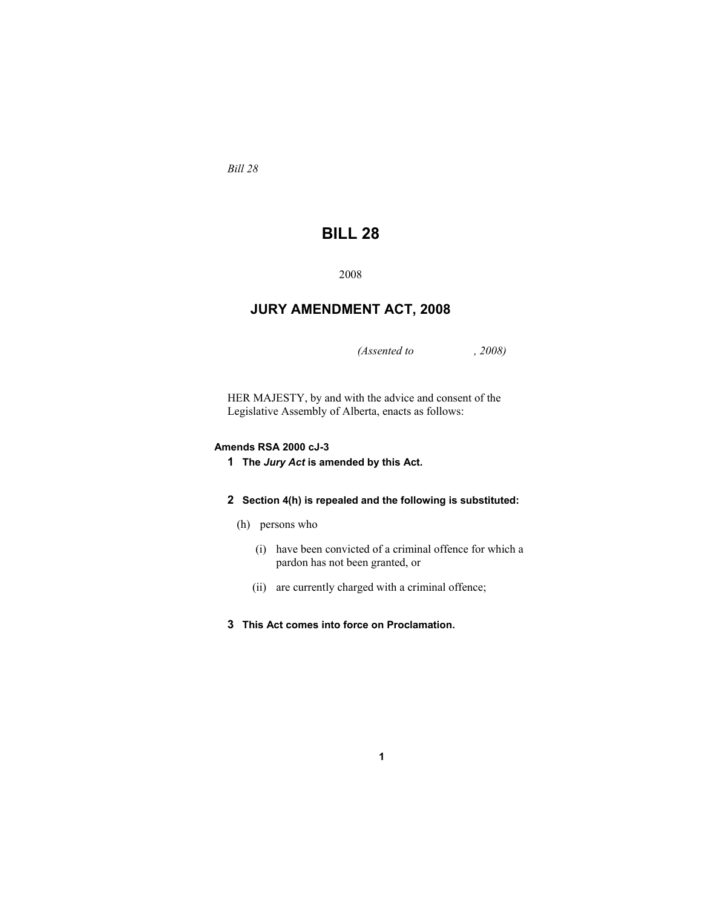*Bill 28*

# BILL 28

2008

## JURY AMENDMENT ACT, 2008

*(Assented to , 2008)*

HER MAJESTY, by and with the advice and consent of the Legislative Assembly of Alberta, enacts as follows:

**Amends RSA 2000 cJ-3**

**1** **The *Jury Act* is amended by this Act.**

**2** **Section 4(h) is repealed and the following is substituted:**

(h) persons who

(i) have been convicted of a criminal offence for which a pardon has not been granted, or

(ii) are currently charged with a criminal offence;

**3** **This Act comes into force on Proclamation.**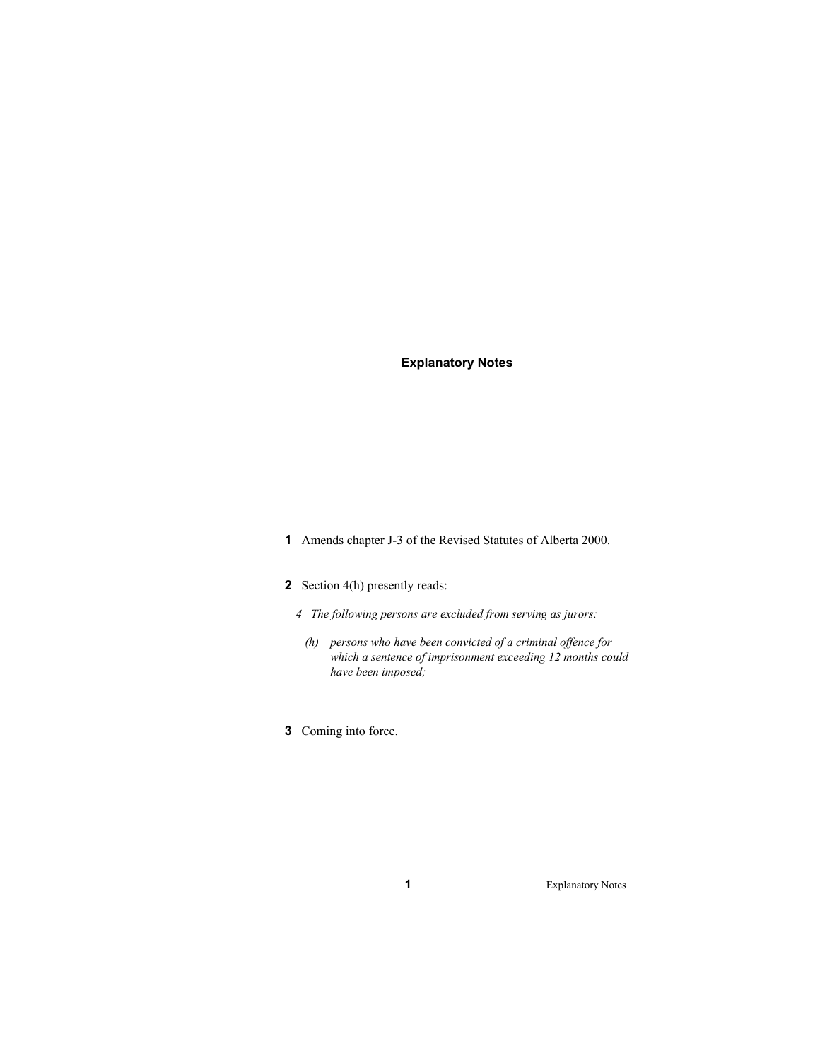## Explanatory Notes

**1** Amends chapter J-3 of the Revised Statutes of Alberta 2000.

**2** Section 4(h) presently reads:

*4 The following persons are excluded from serving as jurors:*

*(h) persons who have been convicted of a criminal offence for which a sentence of imprisonment exceeding 12 months could have been imposed;*

**3** Coming into force.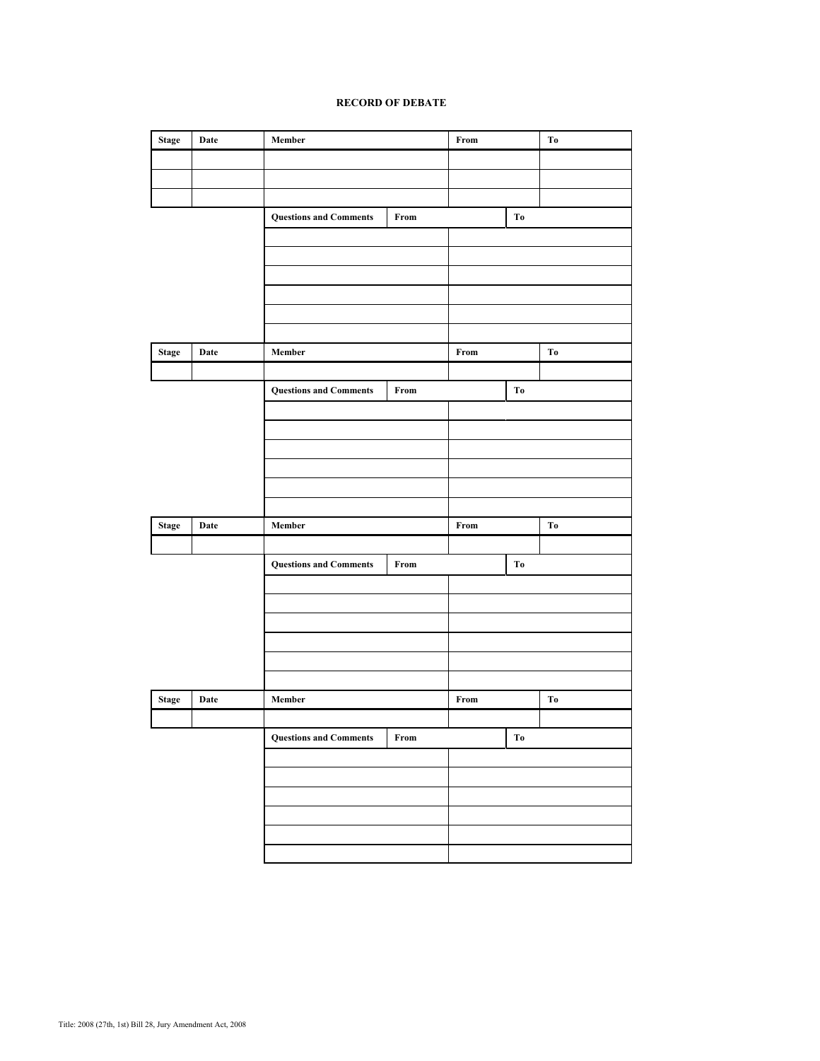**RECORD OF DEBATE**

| Stage | Date | Member | From | To |
|---|---|---|---|---|
| | | | | |
| | | | | |
| | | | | |

| Questions and Comments | From | To |
|---|---|---|
| | | |
| | | |
| | | |
| | | |
| | | |
| | | |

| Stage | Date | Member | From | To |
|---|---|---|---|---|
| | | | | |

| Questions and Comments | From | To |
|---|---|---|
| | | |
| | | |
| | | |
| | | |
| | | |
| | | |

| Stage | Date | Member | From | To |
|---|---|---|---|---|
| | | | | |

| Questions and Comments | From | To |
|---|---|---|
| | | |
| | | |
| | | |
| | | |
| | | |
| | | |

| Stage | Date | Member | From | To |
|---|---|---|---|---|
| | | | | |

| Questions and Comments | From | To |
|---|---|---|
| | | |
| | | |
| | | |
| | | |
| | | |
| | | |